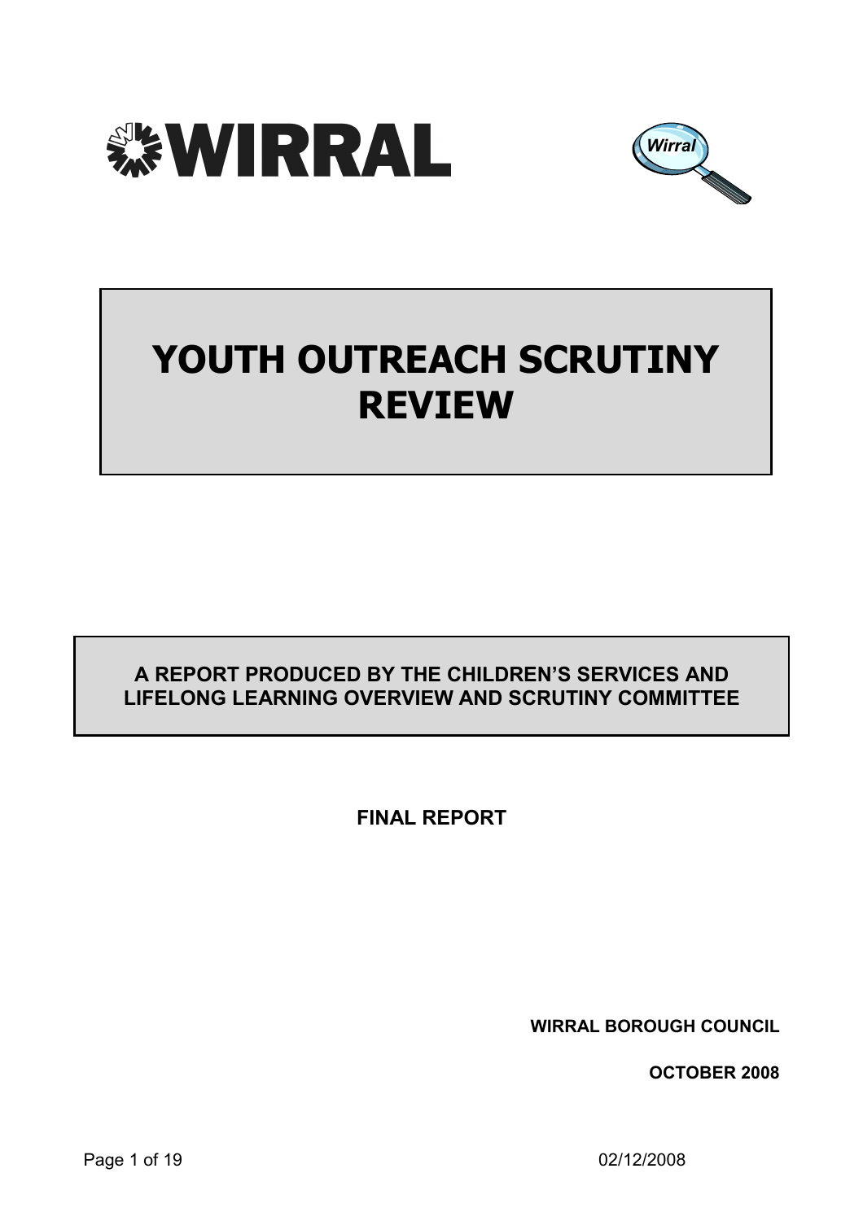WIRRAL

# YOUTH OUTREACH SCRUTINY REVIEW

**A REPORT PRODUCED BY THE CHILDREN'S SERVICES AND LIFELONG LEARNING OVERVIEW AND SCRUTINY COMMITTEE**

**FINAL REPORT**

**WIRRAL BOROUGH COUNCIL**

**OCTOBER 2008**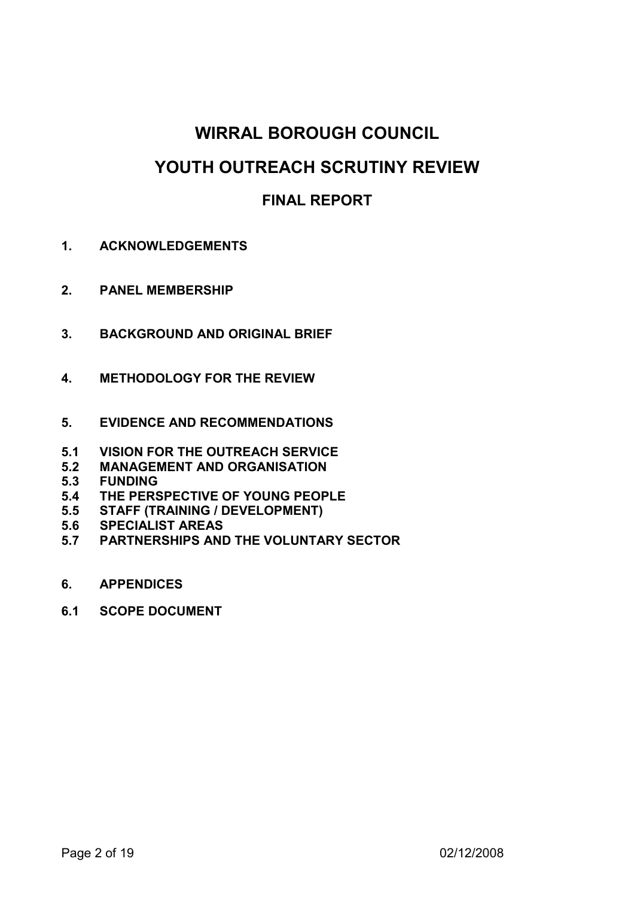# WIRRAL BOROUGH COUNCIL

# YOUTH OUTREACH SCRUTINY REVIEW

## FINAL REPORT

**1. ACKNOWLEDGEMENTS**

**2. PANEL MEMBERSHIP**

**3. BACKGROUND AND ORIGINAL BRIEF**

**4. METHODOLOGY FOR THE REVIEW**

**5. EVIDENCE AND RECOMMENDATIONS**

**5.1 VISION FOR THE OUTREACH SERVICE**
**5.2 MANAGEMENT AND ORGANISATION**
**5.3 FUNDING**
**5.4 THE PERSPECTIVE OF YOUNG PEOPLE**
**5.5 STAFF (TRAINING / DEVELOPMENT)**
**5.6 SPECIALIST AREAS**
**5.7 PARTNERSHIPS AND THE VOLUNTARY SECTOR**

**6. APPENDICES**

**6.1 SCOPE DOCUMENT**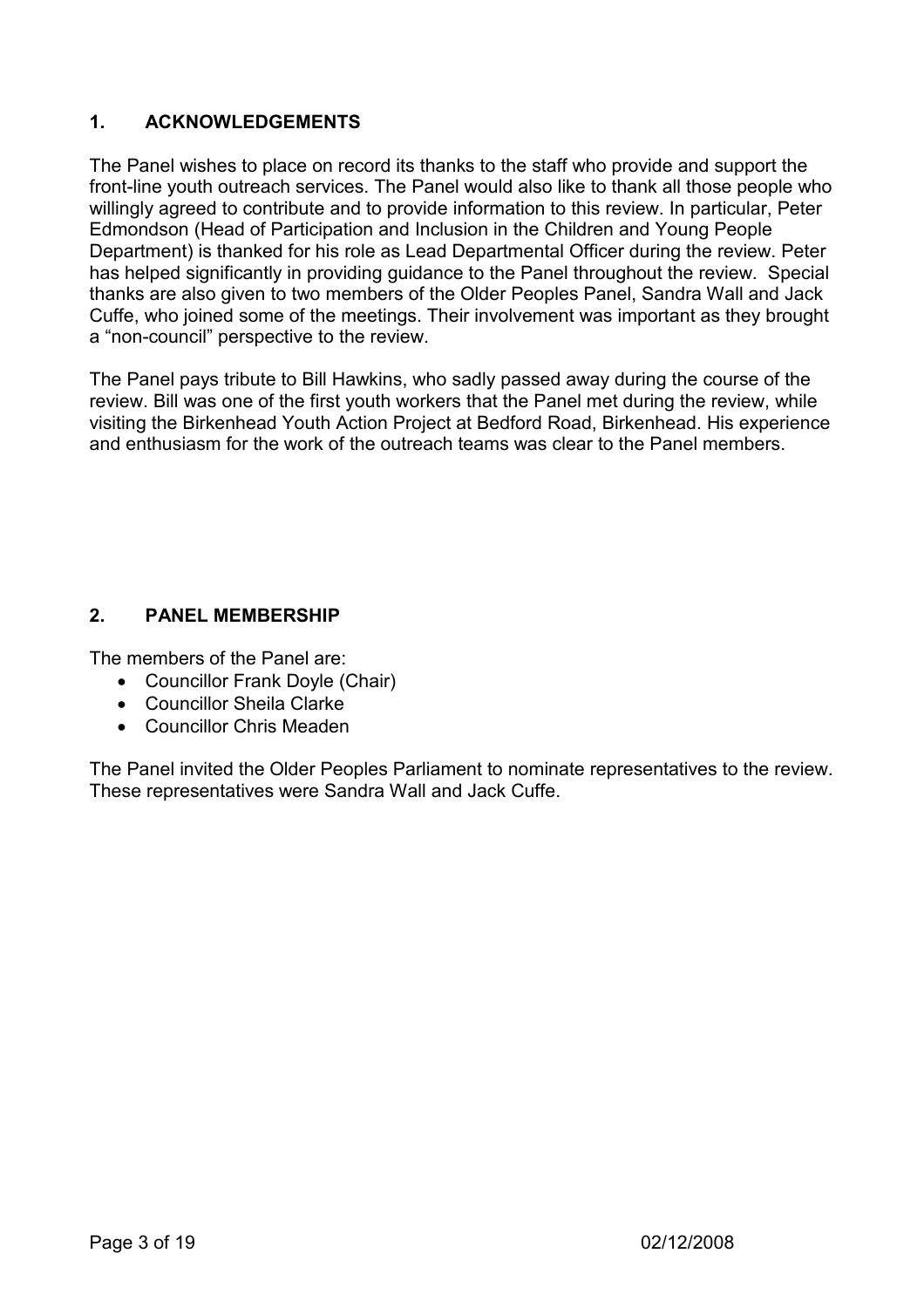## 1. ACKNOWLEDGEMENTS

The Panel wishes to place on record its thanks to the staff who provide and support the front-line youth outreach services. The Panel would also like to thank all those people who willingly agreed to contribute and to provide information to this review. In particular, Peter Edmondson (Head of Participation and Inclusion in the Children and Young People Department) is thanked for his role as Lead Departmental Officer during the review. Peter has helped significantly in providing guidance to the Panel throughout the review. Special thanks are also given to two members of the Older Peoples Panel, Sandra Wall and Jack Cuffe, who joined some of the meetings. Their involvement was important as they brought a "non-council" perspective to the review.

The Panel pays tribute to Bill Hawkins, who sadly passed away during the course of the review. Bill was one of the first youth workers that the Panel met during the review, while visiting the Birkenhead Youth Action Project at Bedford Road, Birkenhead. His experience and enthusiasm for the work of the outreach teams was clear to the Panel members.

## 2. PANEL MEMBERSHIP

The members of the Panel are:

- Councillor Frank Doyle (Chair)
- Councillor Sheila Clarke
- Councillor Chris Meaden

The Panel invited the Older Peoples Parliament to nominate representatives to the review. These representatives were Sandra Wall and Jack Cuffe.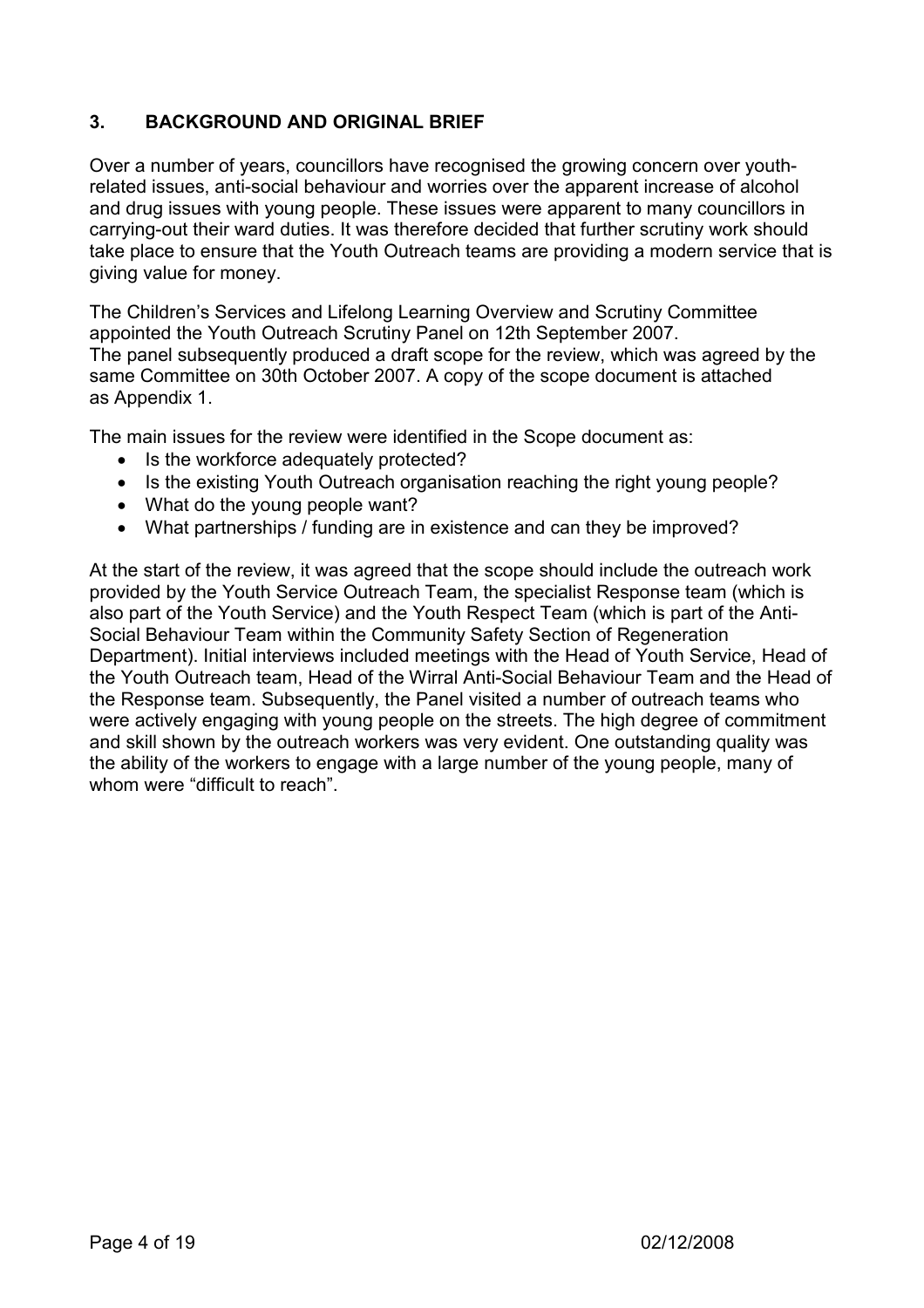## 3. BACKGROUND AND ORIGINAL BRIEF

Over a number of years, councillors have recognised the growing concern over youth-related issues, anti-social behaviour and worries over the apparent increase of alcohol and drug issues with young people. These issues were apparent to many councillors in carrying-out their ward duties. It was therefore decided that further scrutiny work should take place to ensure that the Youth Outreach teams are providing a modern service that is giving value for money.

The Children's Services and Lifelong Learning Overview and Scrutiny Committee appointed the Youth Outreach Scrutiny Panel on 12th September 2007. The panel subsequently produced a draft scope for the review, which was agreed by the same Committee on 30th October 2007. A copy of the scope document is attached as Appendix 1.

The main issues for the review were identified in the Scope document as:

- Is the workforce adequately protected?
- Is the existing Youth Outreach organisation reaching the right young people?
- What do the young people want?
- What partnerships / funding are in existence and can they be improved?

At the start of the review, it was agreed that the scope should include the outreach work provided by the Youth Service Outreach Team, the specialist Response team (which is also part of the Youth Service) and the Youth Respect Team (which is part of the Anti-Social Behaviour Team within the Community Safety Section of Regeneration Department). Initial interviews included meetings with the Head of Youth Service, Head of the Youth Outreach team, Head of the Wirral Anti-Social Behaviour Team and the Head of the Response team. Subsequently, the Panel visited a number of outreach teams who were actively engaging with young people on the streets. The high degree of commitment and skill shown by the outreach workers was very evident. One outstanding quality was the ability of the workers to engage with a large number of the young people, many of whom were "difficult to reach".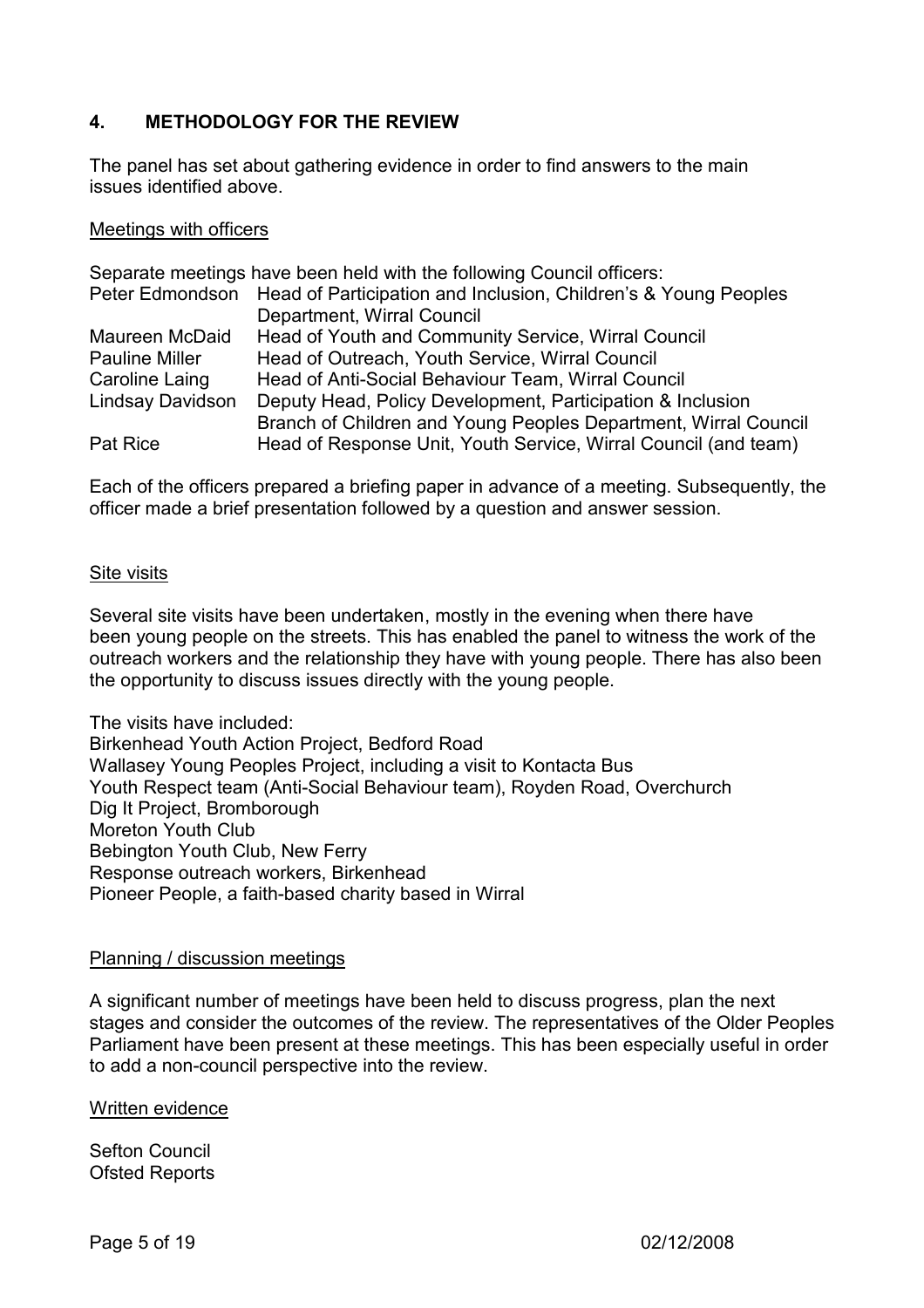## 4. METHODOLOGY FOR THE REVIEW

The panel has set about gathering evidence in order to find answers to the main issues identified above.

### Meetings with officers

Separate meetings have been held with the following Council officers:

| | |
|---|---|
| Peter Edmondson | Head of Participation and Inclusion, Children's & Young Peoples Department, Wirral Council |
| Maureen McDaid | Head of Youth and Community Service, Wirral Council |
| Pauline Miller | Head of Outreach, Youth Service, Wirral Council |
| Caroline Laing | Head of Anti-Social Behaviour Team, Wirral Council |
| Lindsay Davidson | Deputy Head, Policy Development, Participation & Inclusion Branch of Children and Young Peoples Department, Wirral Council |
| Pat Rice | Head of Response Unit, Youth Service, Wirral Council (and team) |

Each of the officers prepared a briefing paper in advance of a meeting. Subsequently, the officer made a brief presentation followed by a question and answer session.

### Site visits

Several site visits have been undertaken, mostly in the evening when there have been young people on the streets. This has enabled the panel to witness the work of the outreach workers and the relationship they have with young people. There has also been the opportunity to discuss issues directly with the young people.

The visits have included:

- Birkenhead Youth Action Project, Bedford Road
- Wallasey Young Peoples Project, including a visit to Kontacta Bus
- Youth Respect team (Anti-Social Behaviour team), Royden Road, Overchurch
- Dig It Project, Bromborough
- Moreton Youth Club
- Bebington Youth Club, New Ferry
- Response outreach workers, Birkenhead
- Pioneer People, a faith-based charity based in Wirral

### Planning / discussion meetings

A significant number of meetings have been held to discuss progress, plan the next stages and consider the outcomes of the review. The representatives of the Older Peoples Parliament have been present at these meetings. This has been especially useful in order to add a non-council perspective into the review.

### Written evidence

- Sefton Council
- Ofsted Reports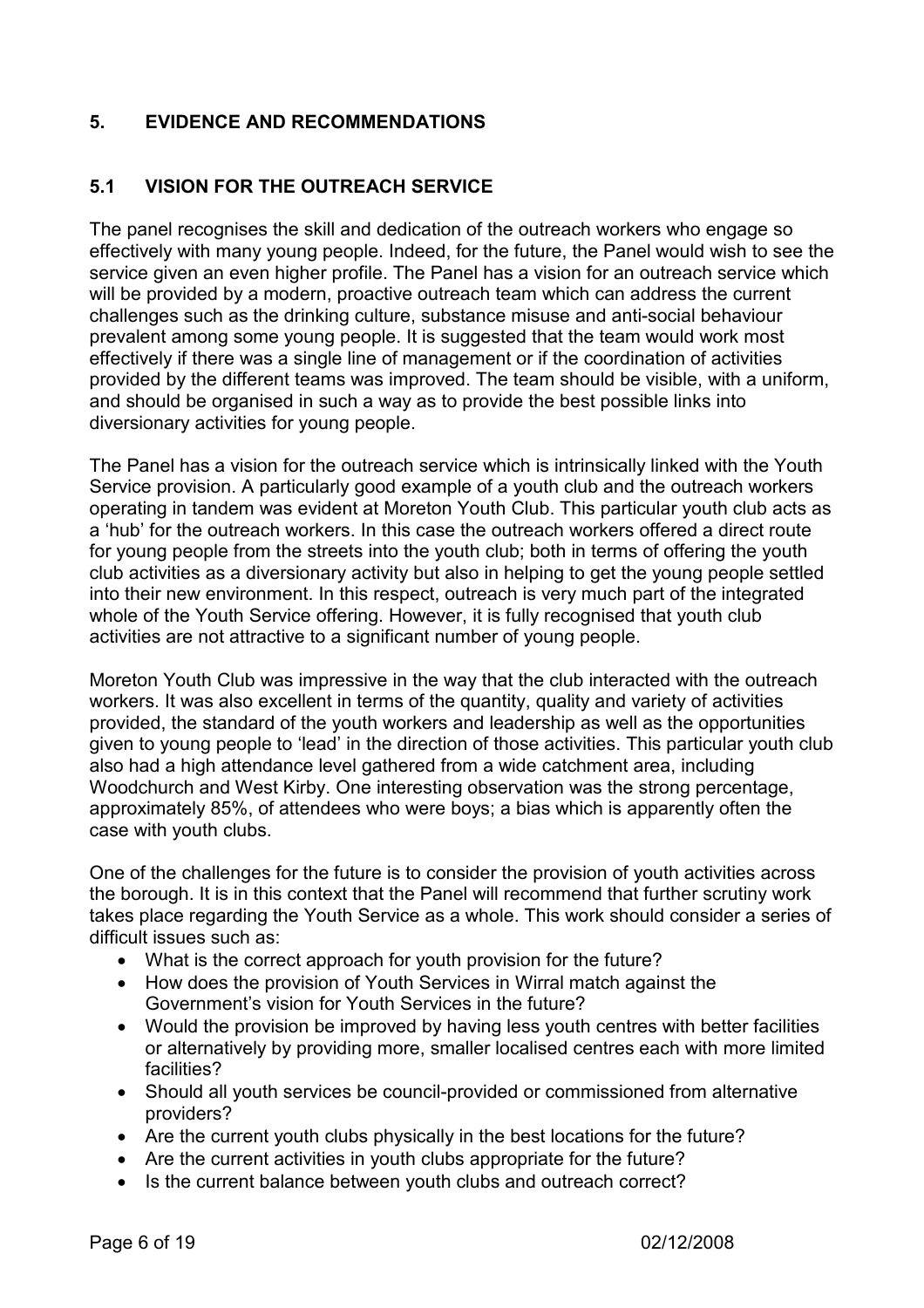## 5. EVIDENCE AND RECOMMENDATIONS

### 5.1 VISION FOR THE OUTREACH SERVICE

The panel recognises the skill and dedication of the outreach workers who engage so effectively with many young people. Indeed, for the future, the Panel would wish to see the service given an even higher profile. The Panel has a vision for an outreach service which will be provided by a modern, proactive outreach team which can address the current challenges such as the drinking culture, substance misuse and anti-social behaviour prevalent among some young people. It is suggested that the team would work most effectively if there was a single line of management or if the coordination of activities provided by the different teams was improved. The team should be visible, with a uniform, and should be organised in such a way as to provide the best possible links into diversionary activities for young people.

The Panel has a vision for the outreach service which is intrinsically linked with the Youth Service provision. A particularly good example of a youth club and the outreach workers operating in tandem was evident at Moreton Youth Club. This particular youth club acts as a 'hub' for the outreach workers. In this case the outreach workers offered a direct route for young people from the streets into the youth club; both in terms of offering the youth club activities as a diversionary activity but also in helping to get the young people settled into their new environment. In this respect, outreach is very much part of the integrated whole of the Youth Service offering. However, it is fully recognised that youth club activities are not attractive to a significant number of young people.

Moreton Youth Club was impressive in the way that the club interacted with the outreach workers. It was also excellent in terms of the quantity, quality and variety of activities provided, the standard of the youth workers and leadership as well as the opportunities given to young people to 'lead' in the direction of those activities. This particular youth club also had a high attendance level gathered from a wide catchment area, including Woodchurch and West Kirby. One interesting observation was the strong percentage, approximately 85%, of attendees who were boys; a bias which is apparently often the case with youth clubs.

One of the challenges for the future is to consider the provision of youth activities across the borough. It is in this context that the Panel will recommend that further scrutiny work takes place regarding the Youth Service as a whole. This work should consider a series of difficult issues such as:

- What is the correct approach for youth provision for the future?
- How does the provision of Youth Services in Wirral match against the Government's vision for Youth Services in the future?
- Would the provision be improved by having less youth centres with better facilities or alternatively by providing more, smaller localised centres each with more limited facilities?
- Should all youth services be council-provided or commissioned from alternative providers?
- Are the current youth clubs physically in the best locations for the future?
- Are the current activities in youth clubs appropriate for the future?
- Is the current balance between youth clubs and outreach correct?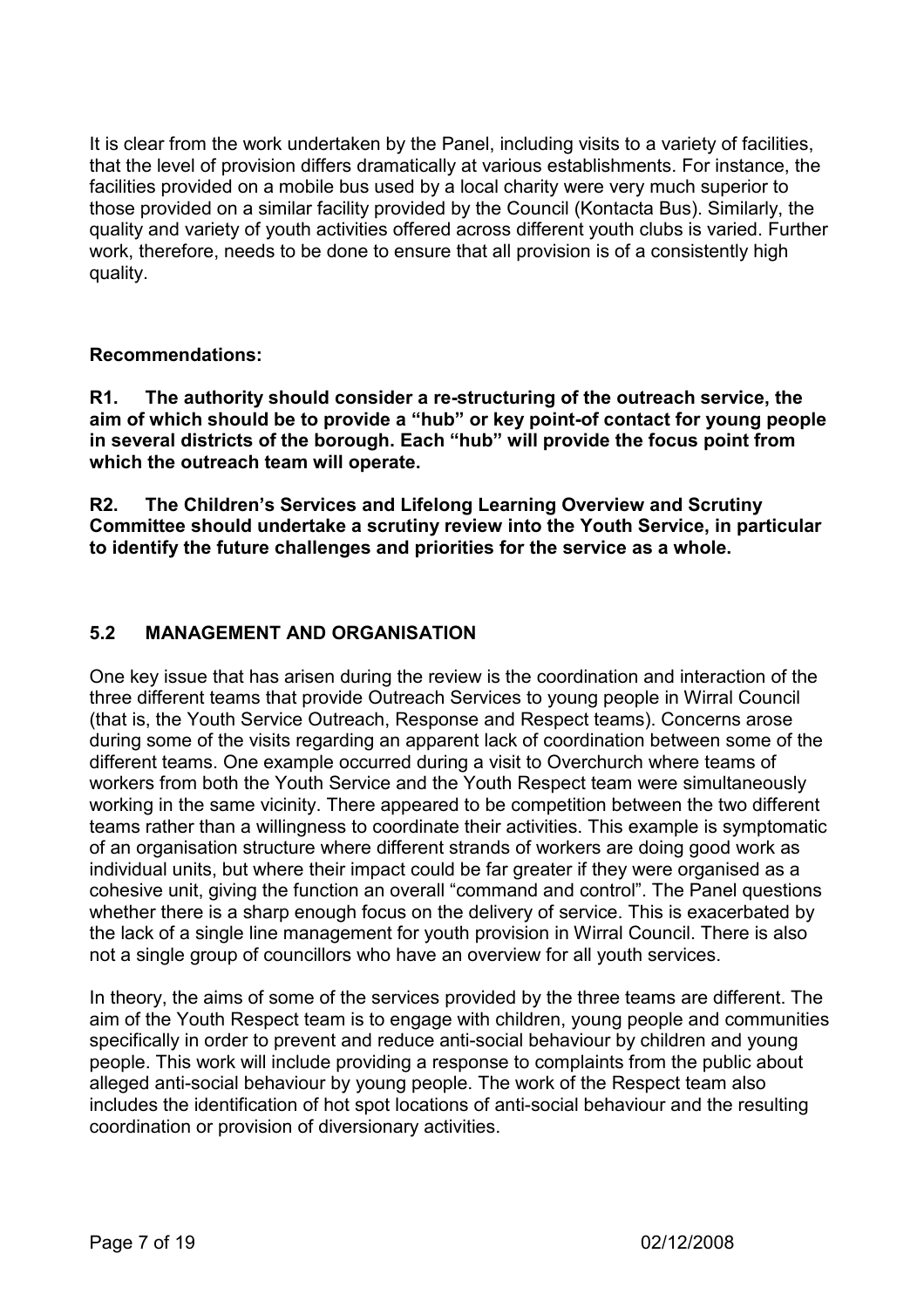It is clear from the work undertaken by the Panel, including visits to a variety of facilities, that the level of provision differs dramatically at various establishments. For instance, the facilities provided on a mobile bus used by a local charity were very much superior to those provided on a similar facility provided by the Council (Kontacta Bus). Similarly, the quality and variety of youth activities offered across different youth clubs is varied. Further work, therefore, needs to be done to ensure that all provision is of a consistently high quality.

**Recommendations:**

**R1. The authority should consider a re-structuring of the outreach service, the aim of which should be to provide a "hub" or key point-of contact for young people in several districts of the borough. Each "hub" will provide the focus point from which the outreach team will operate.**

**R2. The Children's Services and Lifelong Learning Overview and Scrutiny Committee should undertake a scrutiny review into the Youth Service, in particular to identify the future challenges and priorities for the service as a whole.**

## 5.2 MANAGEMENT AND ORGANISATION

One key issue that has arisen during the review is the coordination and interaction of the three different teams that provide Outreach Services to young people in Wirral Council (that is, the Youth Service Outreach, Response and Respect teams). Concerns arose during some of the visits regarding an apparent lack of coordination between some of the different teams. One example occurred during a visit to Overchurch where teams of workers from both the Youth Service and the Youth Respect team were simultaneously working in the same vicinity. There appeared to be competition between the two different teams rather than a willingness to coordinate their activities. This example is symptomatic of an organisation structure where different strands of workers are doing good work as individual units, but where their impact could be far greater if they were organised as a cohesive unit, giving the function an overall "command and control". The Panel questions whether there is a sharp enough focus on the delivery of service. This is exacerbated by the lack of a single line management for youth provision in Wirral Council. There is also not a single group of councillors who have an overview for all youth services.

In theory, the aims of some of the services provided by the three teams are different. The aim of the Youth Respect team is to engage with children, young people and communities specifically in order to prevent and reduce anti-social behaviour by children and young people. This work will include providing a response to complaints from the public about alleged anti-social behaviour by young people. The work of the Respect team also includes the identification of hot spot locations of anti-social behaviour and the resulting coordination or provision of diversionary activities.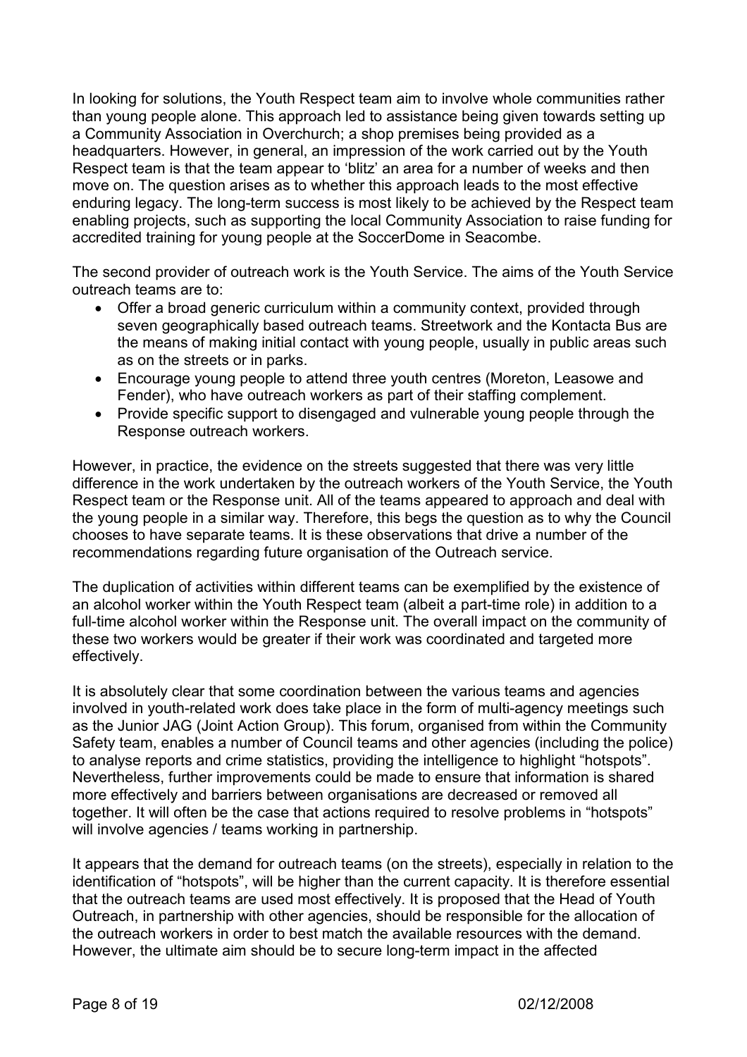In looking for solutions, the Youth Respect team aim to involve whole communities rather than young people alone. This approach led to assistance being given towards setting up a Community Association in Overchurch; a shop premises being provided as a headquarters. However, in general, an impression of the work carried out by the Youth Respect team is that the team appear to 'blitz' an area for a number of weeks and then move on. The question arises as to whether this approach leads to the most effective enduring legacy. The long-term success is most likely to be achieved by the Respect team enabling projects, such as supporting the local Community Association to raise funding for accredited training for young people at the SoccerDome in Seacombe.

The second provider of outreach work is the Youth Service. The aims of the Youth Service outreach teams are to:

- Offer a broad generic curriculum within a community context, provided through seven geographically based outreach teams. Streetwork and the Kontacta Bus are the means of making initial contact with young people, usually in public areas such as on the streets or in parks.
- Encourage young people to attend three youth centres (Moreton, Leasowe and Fender), who have outreach workers as part of their staffing complement.
- Provide specific support to disengaged and vulnerable young people through the Response outreach workers.

However, in practice, the evidence on the streets suggested that there was very little difference in the work undertaken by the outreach workers of the Youth Service, the Youth Respect team or the Response unit. All of the teams appeared to approach and deal with the young people in a similar way. Therefore, this begs the question as to why the Council chooses to have separate teams. It is these observations that drive a number of the recommendations regarding future organisation of the Outreach service.

The duplication of activities within different teams can be exemplified by the existence of an alcohol worker within the Youth Respect team (albeit a part-time role) in addition to a full-time alcohol worker within the Response unit. The overall impact on the community of these two workers would be greater if their work was coordinated and targeted more effectively.

It is absolutely clear that some coordination between the various teams and agencies involved in youth-related work does take place in the form of multi-agency meetings such as the Junior JAG (Joint Action Group). This forum, organised from within the Community Safety team, enables a number of Council teams and other agencies (including the police) to analyse reports and crime statistics, providing the intelligence to highlight "hotspots". Nevertheless, further improvements could be made to ensure that information is shared more effectively and barriers between organisations are decreased or removed all together. It will often be the case that actions required to resolve problems in "hotspots" will involve agencies / teams working in partnership.

It appears that the demand for outreach teams (on the streets), especially in relation to the identification of "hotspots", will be higher than the current capacity. It is therefore essential that the outreach teams are used most effectively. It is proposed that the Head of Youth Outreach, in partnership with other agencies, should be responsible for the allocation of the outreach workers in order to best match the available resources with the demand. However, the ultimate aim should be to secure long-term impact in the affected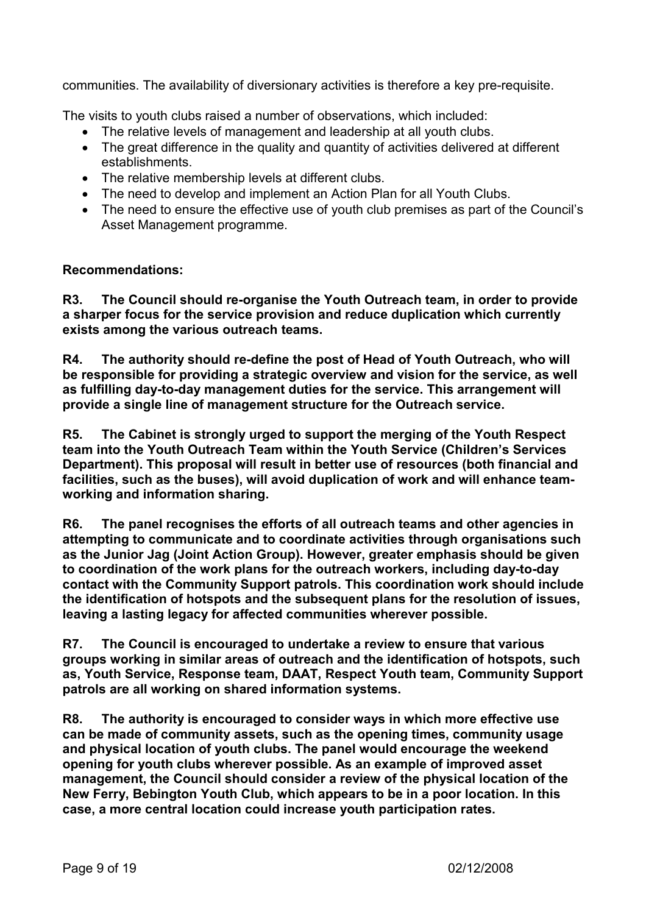communities. The availability of diversionary activities is therefore a key pre-requisite.

The visits to youth clubs raised a number of observations, which included:

- The relative levels of management and leadership at all youth clubs.
- The great difference in the quality and quantity of activities delivered at different establishments.
- The relative membership levels at different clubs.
- The need to develop and implement an Action Plan for all Youth Clubs.
- The need to ensure the effective use of youth club premises as part of the Council's Asset Management programme.

**Recommendations:**

**R3. The Council should re-organise the Youth Outreach team, in order to provide a sharper focus for the service provision and reduce duplication which currently exists among the various outreach teams.**

**R4. The authority should re-define the post of Head of Youth Outreach, who will be responsible for providing a strategic overview and vision for the service, as well as fulfilling day-to-day management duties for the service. This arrangement will provide a single line of management structure for the Outreach service.**

**R5. The Cabinet is strongly urged to support the merging of the Youth Respect team into the Youth Outreach Team within the Youth Service (Children's Services Department). This proposal will result in better use of resources (both financial and facilities, such as the buses), will avoid duplication of work and will enhance team-working and information sharing.**

**R6. The panel recognises the efforts of all outreach teams and other agencies in attempting to communicate and to coordinate activities through organisations such as the Junior Jag (Joint Action Group). However, greater emphasis should be given to coordination of the work plans for the outreach workers, including day-to-day contact with the Community Support patrols. This coordination work should include the identification of hotspots and the subsequent plans for the resolution of issues, leaving a lasting legacy for affected communities wherever possible.**

**R7. The Council is encouraged to undertake a review to ensure that various groups working in similar areas of outreach and the identification of hotspots, such as, Youth Service, Response team, DAAT, Respect Youth team, Community Support patrols are all working on shared information systems.**

**R8. The authority is encouraged to consider ways in which more effective use can be made of community assets, such as the opening times, community usage and physical location of youth clubs. The panel would encourage the weekend opening for youth clubs wherever possible. As an example of improved asset management, the Council should consider a review of the physical location of the New Ferry, Bebington Youth Club, which appears to be in a poor location. In this case, a more central location could increase youth participation rates.**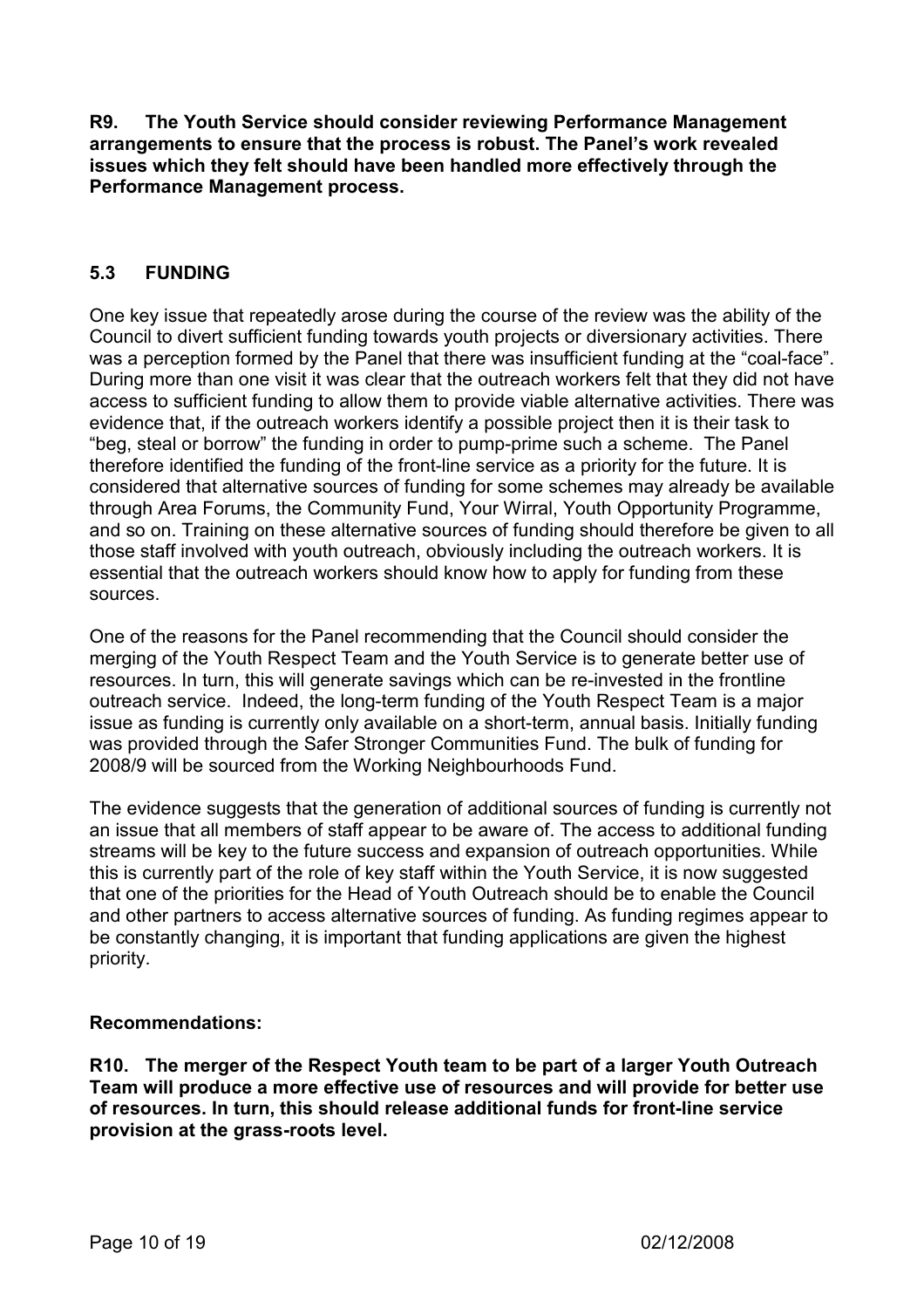**R9. The Youth Service should consider reviewing Performance Management arrangements to ensure that the process is robust. The Panel's work revealed issues which they felt should have been handled more effectively through the Performance Management process.**

## 5.3 FUNDING

One key issue that repeatedly arose during the course of the review was the ability of the Council to divert sufficient funding towards youth projects or diversionary activities. There was a perception formed by the Panel that there was insufficient funding at the "coal-face". During more than one visit it was clear that the outreach workers felt that they did not have access to sufficient funding to allow them to provide viable alternative activities. There was evidence that, if the outreach workers identify a possible project then it is their task to "beg, steal or borrow" the funding in order to pump-prime such a scheme. The Panel therefore identified the funding of the front-line service as a priority for the future. It is considered that alternative sources of funding for some schemes may already be available through Area Forums, the Community Fund, Your Wirral, Youth Opportunity Programme, and so on. Training on these alternative sources of funding should therefore be given to all those staff involved with youth outreach, obviously including the outreach workers. It is essential that the outreach workers should know how to apply for funding from these sources.

One of the reasons for the Panel recommending that the Council should consider the merging of the Youth Respect Team and the Youth Service is to generate better use of resources. In turn, this will generate savings which can be re-invested in the frontline outreach service. Indeed, the long-term funding of the Youth Respect Team is a major issue as funding is currently only available on a short-term, annual basis. Initially funding was provided through the Safer Stronger Communities Fund. The bulk of funding for 2008/9 will be sourced from the Working Neighbourhoods Fund.

The evidence suggests that the generation of additional sources of funding is currently not an issue that all members of staff appear to be aware of. The access to additional funding streams will be key to the future success and expansion of outreach opportunities. While this is currently part of the role of key staff within the Youth Service, it is now suggested that one of the priorities for the Head of Youth Outreach should be to enable the Council and other partners to access alternative sources of funding. As funding regimes appear to be constantly changing, it is important that funding applications are given the highest priority.

**Recommendations:**

**R10. The merger of the Respect Youth team to be part of a larger Youth Outreach Team will produce a more effective use of resources and will provide for better use of resources. In turn, this should release additional funds for front-line service provision at the grass-roots level.**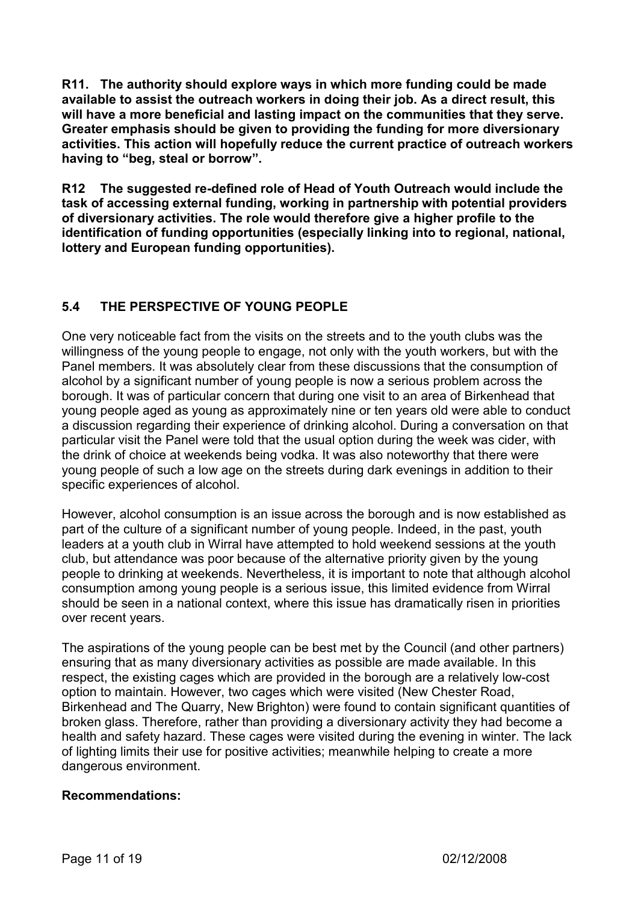**R11. The authority should explore ways in which more funding could be made available to assist the outreach workers in doing their job. As a direct result, this will have a more beneficial and lasting impact on the communities that they serve. Greater emphasis should be given to providing the funding for more diversionary activities. This action will hopefully reduce the current practice of outreach workers having to "beg, steal or borrow".**

**R12 The suggested re-defined role of Head of Youth Outreach would include the task of accessing external funding, working in partnership with potential providers of diversionary activities. The role would therefore give a higher profile to the identification of funding opportunities (especially linking into to regional, national, lottery and European funding opportunities).**

## 5.4 THE PERSPECTIVE OF YOUNG PEOPLE

One very noticeable fact from the visits on the streets and to the youth clubs was the willingness of the young people to engage, not only with the youth workers, but with the Panel members. It was absolutely clear from these discussions that the consumption of alcohol by a significant number of young people is now a serious problem across the borough. It was of particular concern that during one visit to an area of Birkenhead that young people aged as young as approximately nine or ten years old were able to conduct a discussion regarding their experience of drinking alcohol. During a conversation on that particular visit the Panel were told that the usual option during the week was cider, with the drink of choice at weekends being vodka. It was also noteworthy that there were young people of such a low age on the streets during dark evenings in addition to their specific experiences of alcohol.

However, alcohol consumption is an issue across the borough and is now established as part of the culture of a significant number of young people. Indeed, in the past, youth leaders at a youth club in Wirral have attempted to hold weekend sessions at the youth club, but attendance was poor because of the alternative priority given by the young people to drinking at weekends. Nevertheless, it is important to note that although alcohol consumption among young people is a serious issue, this limited evidence from Wirral should be seen in a national context, where this issue has dramatically risen in priorities over recent years.

The aspirations of the young people can be best met by the Council (and other partners) ensuring that as many diversionary activities as possible are made available. In this respect, the existing cages which are provided in the borough are a relatively low-cost option to maintain. However, two cages which were visited (New Chester Road, Birkenhead and The Quarry, New Brighton) were found to contain significant quantities of broken glass. Therefore, rather than providing a diversionary activity they had become a health and safety hazard. These cages were visited during the evening in winter. The lack of lighting limits their use for positive activities; meanwhile helping to create a more dangerous environment.

**Recommendations:**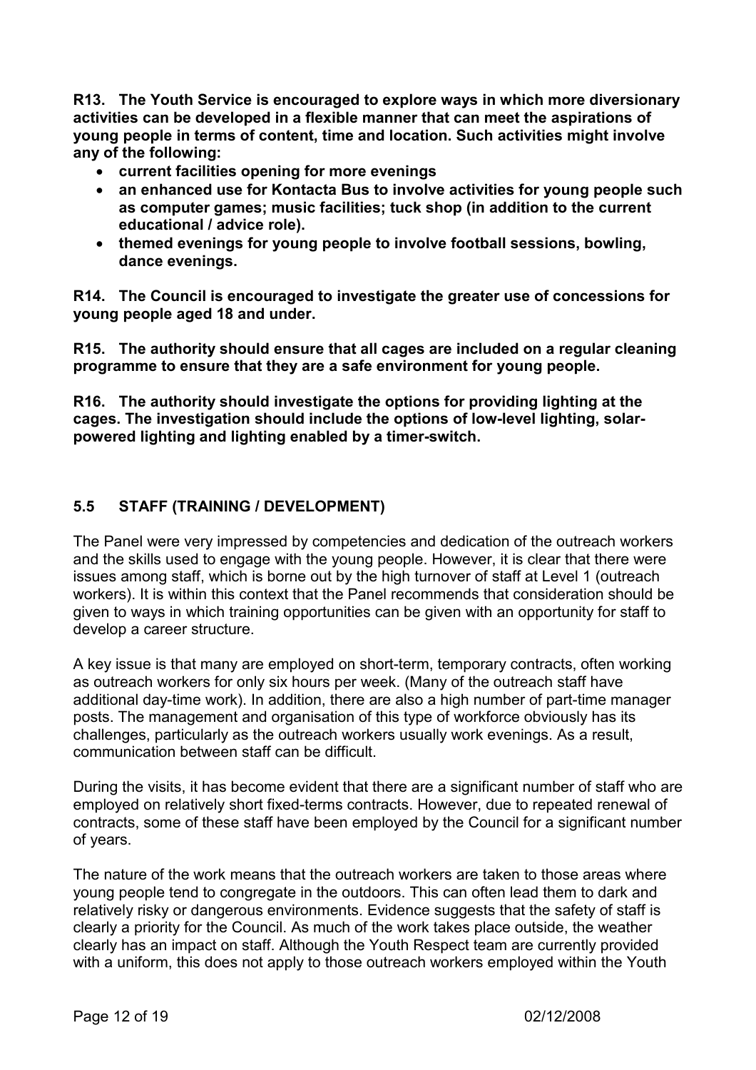**R13. The Youth Service is encouraged to explore ways in which more diversionary activities can be developed in a flexible manner that can meet the aspirations of young people in terms of content, time and location. Such activities might involve any of the following:**

- **current facilities opening for more evenings**
- **an enhanced use for Kontacta Bus to involve activities for young people such as computer games; music facilities; tuck shop (in addition to the current educational / advice role).**
- **themed evenings for young people to involve football sessions, bowling, dance evenings.**

**R14. The Council is encouraged to investigate the greater use of concessions for young people aged 18 and under.**

**R15. The authority should ensure that all cages are included on a regular cleaning programme to ensure that they are a safe environment for young people.**

**R16. The authority should investigate the options for providing lighting at the cages. The investigation should include the options of low-level lighting, solar-powered lighting and lighting enabled by a timer-switch.**

## 5.5 STAFF (TRAINING / DEVELOPMENT)

The Panel were very impressed by competencies and dedication of the outreach workers and the skills used to engage with the young people. However, it is clear that there were issues among staff, which is borne out by the high turnover of staff at Level 1 (outreach workers). It is within this context that the Panel recommends that consideration should be given to ways in which training opportunities can be given with an opportunity for staff to develop a career structure.

A key issue is that many are employed on short-term, temporary contracts, often working as outreach workers for only six hours per week. (Many of the outreach staff have additional day-time work). In addition, there are also a high number of part-time manager posts. The management and organisation of this type of workforce obviously has its challenges, particularly as the outreach workers usually work evenings. As a result, communication between staff can be difficult.

During the visits, it has become evident that there are a significant number of staff who are employed on relatively short fixed-terms contracts. However, due to repeated renewal of contracts, some of these staff have been employed by the Council for a significant number of years.

The nature of the work means that the outreach workers are taken to those areas where young people tend to congregate in the outdoors. This can often lead them to dark and relatively risky or dangerous environments. Evidence suggests that the safety of staff is clearly a priority for the Council. As much of the work takes place outside, the weather clearly has an impact on staff. Although the Youth Respect team are currently provided with a uniform, this does not apply to those outreach workers employed within the Youth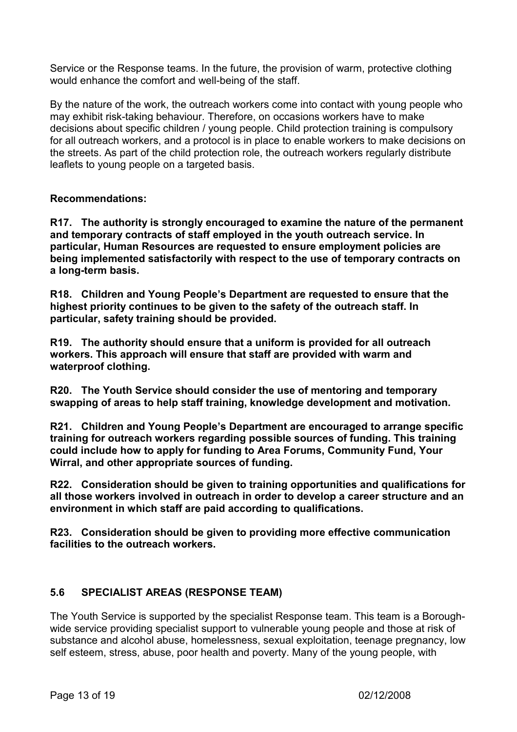Service or the Response teams. In the future, the provision of warm, protective clothing would enhance the comfort and well-being of the staff.

By the nature of the work, the outreach workers come into contact with young people who may exhibit risk-taking behaviour. Therefore, on occasions workers have to make decisions about specific children / young people. Child protection training is compulsory for all outreach workers, and a protocol is in place to enable workers to make decisions on the streets. As part of the child protection role, the outreach workers regularly distribute leaflets to young people on a targeted basis.

**Recommendations:**

**R17. The authority is strongly encouraged to examine the nature of the permanent and temporary contracts of staff employed in the youth outreach service. In particular, Human Resources are requested to ensure employment policies are being implemented satisfactorily with respect to the use of temporary contracts on a long-term basis.**

**R18. Children and Young People's Department are requested to ensure that the highest priority continues to be given to the safety of the outreach staff. In particular, safety training should be provided.**

**R19. The authority should ensure that a uniform is provided for all outreach workers. This approach will ensure that staff are provided with warm and waterproof clothing.**

**R20. The Youth Service should consider the use of mentoring and temporary swapping of areas to help staff training, knowledge development and motivation.**

**R21. Children and Young People's Department are encouraged to arrange specific training for outreach workers regarding possible sources of funding. This training could include how to apply for funding to Area Forums, Community Fund, Your Wirral, and other appropriate sources of funding.**

**R22. Consideration should be given to training opportunities and qualifications for all those workers involved in outreach in order to develop a career structure and an environment in which staff are paid according to qualifications.**

**R23. Consideration should be given to providing more effective communication facilities to the outreach workers.**

### 5.6 SPECIALIST AREAS (RESPONSE TEAM)

The Youth Service is supported by the specialist Response team. This team is a Borough-wide service providing specialist support to vulnerable young people and those at risk of substance and alcohol abuse, homelessness, sexual exploitation, teenage pregnancy, low self esteem, stress, abuse, poor health and poverty. Many of the young people, with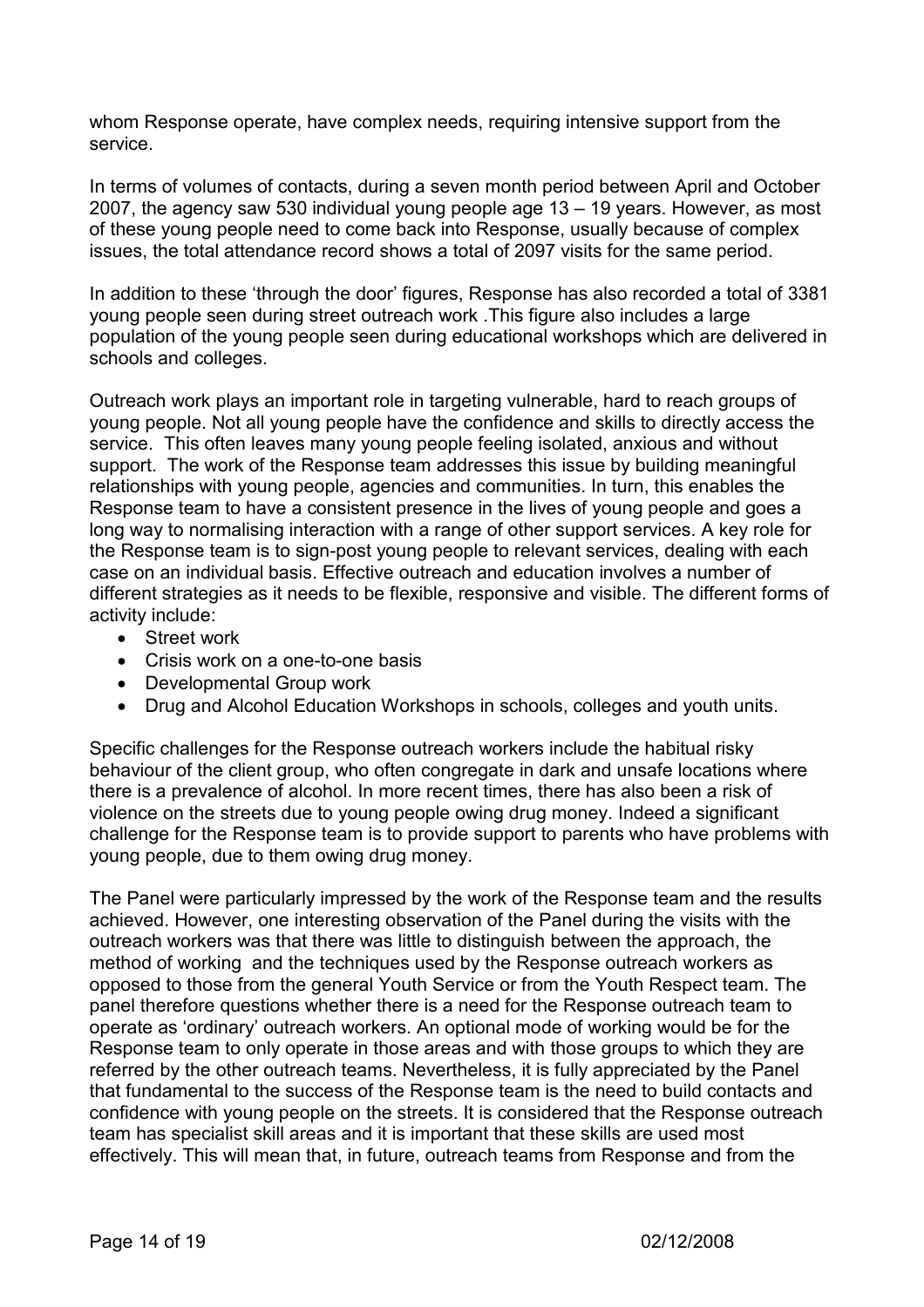whom Response operate, have complex needs, requiring intensive support from the service.

In terms of volumes of contacts, during a seven month period between April and October 2007, the agency saw 530 individual young people age 13 – 19 years. However, as most of these young people need to come back into Response, usually because of complex issues, the total attendance record shows a total of 2097 visits for the same period.

In addition to these 'through the door' figures, Response has also recorded a total of 3381 young people seen during street outreach work .This figure also includes a large population of the young people seen during educational workshops which are delivered in schools and colleges.

Outreach work plays an important role in targeting vulnerable, hard to reach groups of young people. Not all young people have the confidence and skills to directly access the service. This often leaves many young people feeling isolated, anxious and without support. The work of the Response team addresses this issue by building meaningful relationships with young people, agencies and communities. In turn, this enables the Response team to have a consistent presence in the lives of young people and goes a long way to normalising interaction with a range of other support services. A key role for the Response team is to sign-post young people to relevant services, dealing with each case on an individual basis. Effective outreach and education involves a number of different strategies as it needs to be flexible, responsive and visible. The different forms of activity include:

- Street work
- Crisis work on a one-to-one basis
- Developmental Group work
- Drug and Alcohol Education Workshops in schools, colleges and youth units.

Specific challenges for the Response outreach workers include the habitual risky behaviour of the client group, who often congregate in dark and unsafe locations where there is a prevalence of alcohol. In more recent times, there has also been a risk of violence on the streets due to young people owing drug money. Indeed a significant challenge for the Response team is to provide support to parents who have problems with young people, due to them owing drug money.

The Panel were particularly impressed by the work of the Response team and the results achieved. However, one interesting observation of the Panel during the visits with the outreach workers was that there was little to distinguish between the approach, the method of working and the techniques used by the Response outreach workers as opposed to those from the general Youth Service or from the Youth Respect team. The panel therefore questions whether there is a need for the Response outreach team to operate as 'ordinary' outreach workers. An optional mode of working would be for the Response team to only operate in those areas and with those groups to which they are referred by the other outreach teams. Nevertheless, it is fully appreciated by the Panel that fundamental to the success of the Response team is the need to build contacts and confidence with young people on the streets. It is considered that the Response outreach team has specialist skill areas and it is important that these skills are used most effectively. This will mean that, in future, outreach teams from Response and from the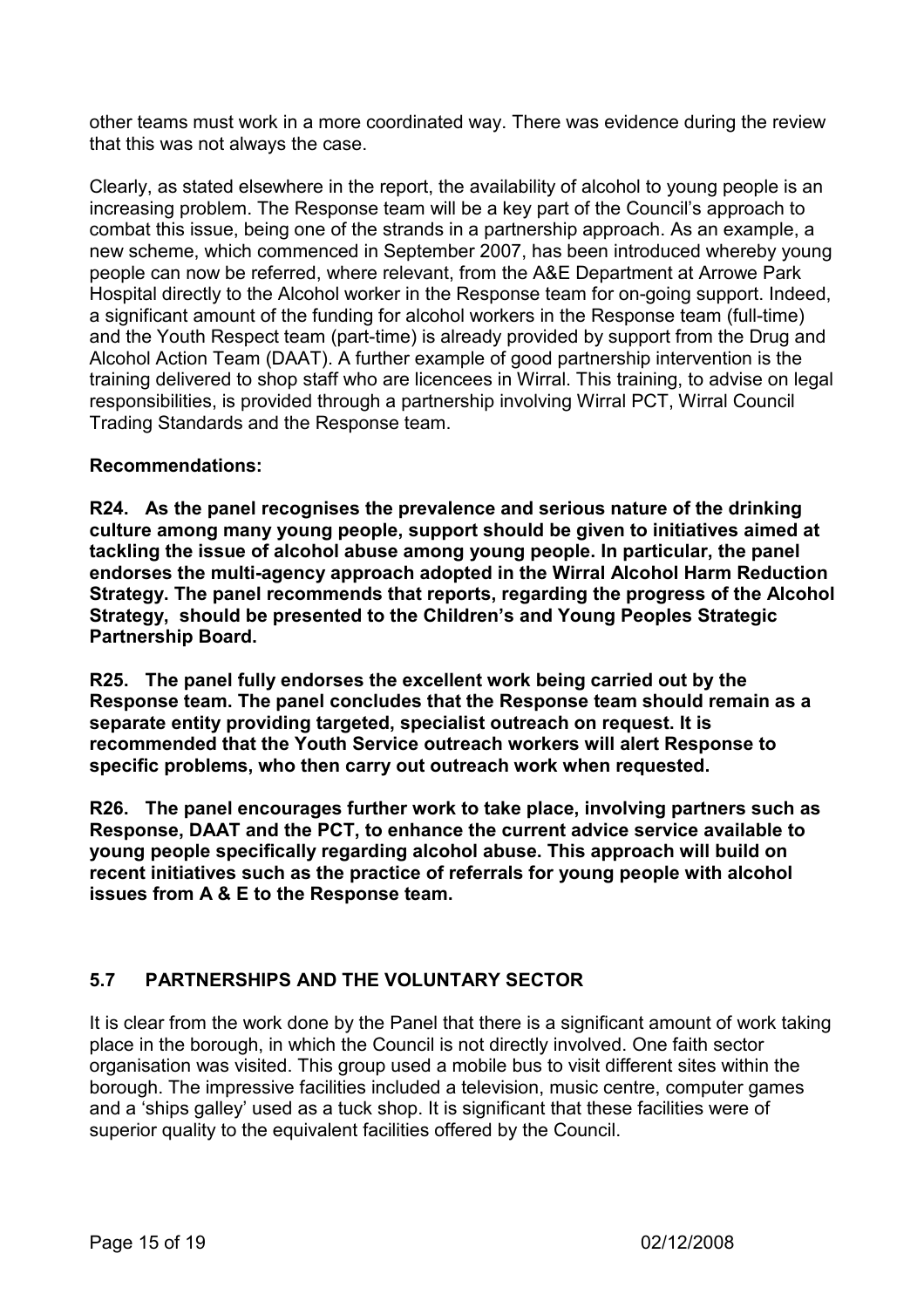other teams must work in a more coordinated way. There was evidence during the review that this was not always the case.

Clearly, as stated elsewhere in the report, the availability of alcohol to young people is an increasing problem. The Response team will be a key part of the Council's approach to combat this issue, being one of the strands in a partnership approach. As an example, a new scheme, which commenced in September 2007, has been introduced whereby young people can now be referred, where relevant, from the A&E Department at Arrowe Park Hospital directly to the Alcohol worker in the Response team for on-going support. Indeed, a significant amount of the funding for alcohol workers in the Response team (full-time) and the Youth Respect team (part-time) is already provided by support from the Drug and Alcohol Action Team (DAAT). A further example of good partnership intervention is the training delivered to shop staff who are licencees in Wirral. This training, to advise on legal responsibilities, is provided through a partnership involving Wirral PCT, Wirral Council Trading Standards and the Response team.

**Recommendations:**

**R24. As the panel recognises the prevalence and serious nature of the drinking culture among many young people, support should be given to initiatives aimed at tackling the issue of alcohol abuse among young people. In particular, the panel endorses the multi-agency approach adopted in the Wirral Alcohol Harm Reduction Strategy. The panel recommends that reports, regarding the progress of the Alcohol Strategy, should be presented to the Children's and Young Peoples Strategic Partnership Board.**

**R25. The panel fully endorses the excellent work being carried out by the Response team. The panel concludes that the Response team should remain as a separate entity providing targeted, specialist outreach on request. It is recommended that the Youth Service outreach workers will alert Response to specific problems, who then carry out outreach work when requested.**

**R26. The panel encourages further work to take place, involving partners such as Response, DAAT and the PCT, to enhance the current advice service available to young people specifically regarding alcohol abuse. This approach will build on recent initiatives such as the practice of referrals for young people with alcohol issues from A & E to the Response team.**

## 5.7 PARTNERSHIPS AND THE VOLUNTARY SECTOR

It is clear from the work done by the Panel that there is a significant amount of work taking place in the borough, in which the Council is not directly involved. One faith sector organisation was visited. This group used a mobile bus to visit different sites within the borough. The impressive facilities included a television, music centre, computer games and a 'ships galley' used as a tuck shop. It is significant that these facilities were of superior quality to the equivalent facilities offered by the Council.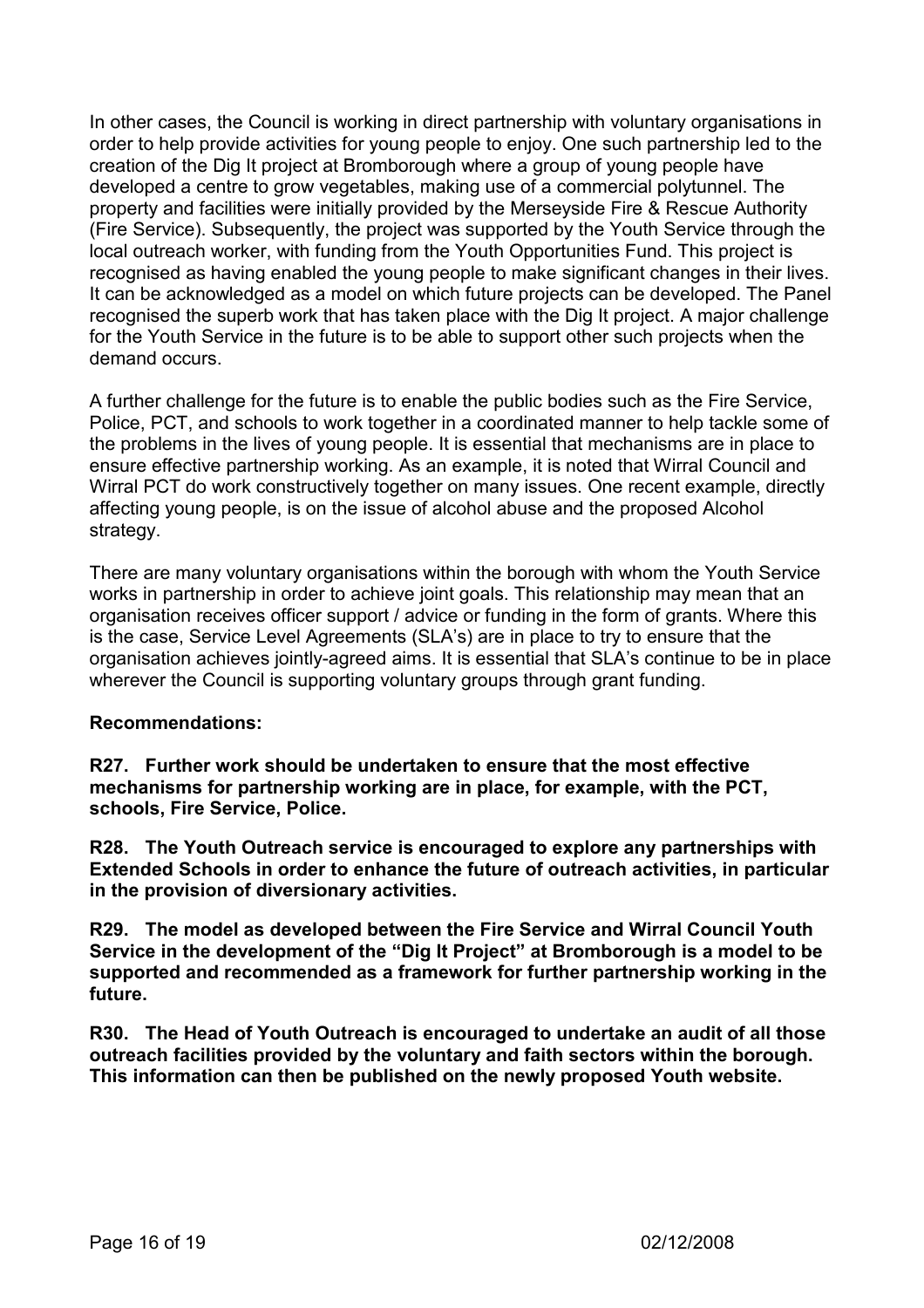In other cases, the Council is working in direct partnership with voluntary organisations in order to help provide activities for young people to enjoy. One such partnership led to the creation of the Dig It project at Bromborough where a group of young people have developed a centre to grow vegetables, making use of a commercial polytunnel. The property and facilities were initially provided by the Merseyside Fire & Rescue Authority (Fire Service). Subsequently, the project was supported by the Youth Service through the local outreach worker, with funding from the Youth Opportunities Fund. This project is recognised as having enabled the young people to make significant changes in their lives. It can be acknowledged as a model on which future projects can be developed. The Panel recognised the superb work that has taken place with the Dig It project. A major challenge for the Youth Service in the future is to be able to support other such projects when the demand occurs.

A further challenge for the future is to enable the public bodies such as the Fire Service, Police, PCT, and schools to work together in a coordinated manner to help tackle some of the problems in the lives of young people. It is essential that mechanisms are in place to ensure effective partnership working. As an example, it is noted that Wirral Council and Wirral PCT do work constructively together on many issues. One recent example, directly affecting young people, is on the issue of alcohol abuse and the proposed Alcohol strategy.

There are many voluntary organisations within the borough with whom the Youth Service works in partnership in order to achieve joint goals. This relationship may mean that an organisation receives officer support / advice or funding in the form of grants. Where this is the case, Service Level Agreements (SLA's) are in place to try to ensure that the organisation achieves jointly-agreed aims. It is essential that SLA's continue to be in place wherever the Council is supporting voluntary groups through grant funding.

**Recommendations:**

**R27. Further work should be undertaken to ensure that the most effective mechanisms for partnership working are in place, for example, with the PCT, schools, Fire Service, Police.**

**R28. The Youth Outreach service is encouraged to explore any partnerships with Extended Schools in order to enhance the future of outreach activities, in particular in the provision of diversionary activities.**

**R29. The model as developed between the Fire Service and Wirral Council Youth Service in the development of the "Dig It Project" at Bromborough is a model to be supported and recommended as a framework for further partnership working in the future.**

**R30. The Head of Youth Outreach is encouraged to undertake an audit of all those outreach facilities provided by the voluntary and faith sectors within the borough. This information can then be published on the newly proposed Youth website.**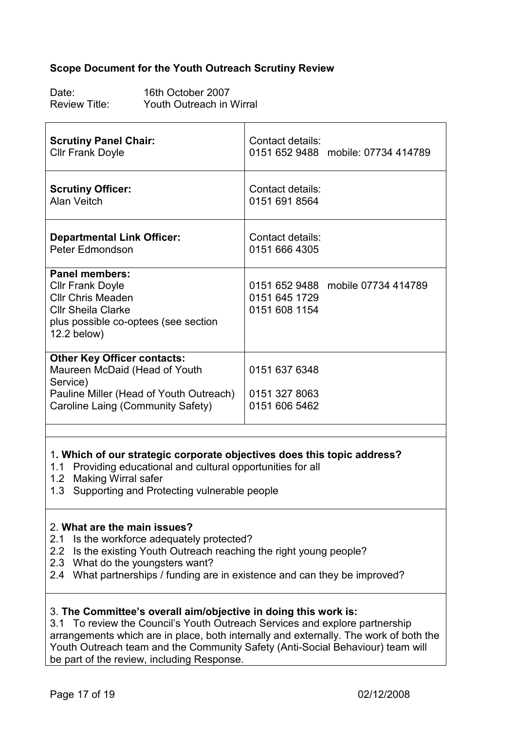**Scope Document for the Youth Outreach Scrutiny Review**

Date: 16th October 2007
Review Title: Youth Outreach in Wirral

| | |
|---|---|
| **Scrutiny Panel Chair:**<br>Cllr Frank Doyle | Contact details:<br>0151 652 9488 mobile: 07734 414789 |
| **Scrutiny Officer:**<br>Alan Veitch | Contact details:<br>0151 691 8564 |
| **Departmental Link Officer:**<br>Peter Edmondson | Contact details:<br>0151 666 4305 |
| **Panel members:**<br>Cllr Frank Doyle<br>Cllr Chris Meaden<br>Cllr Sheila Clarke<br>plus possible co-optees (see section 12.2 below) | <br>0151 652 9488 mobile 07734 414789<br>0151 645 1729<br>0151 608 1154 |
| **Other Key Officer contacts:**<br>Maureen McDaid (Head of Youth Service)<br>Pauline Miller (Head of Youth Outreach)<br>Caroline Laing (Community Safety) | <br>0151 637 6348<br><br>0151 327 8063<br>0151 606 5462 |

1**. Which of our strategic corporate objectives does this topic address?**

1.1 Providing educational and cultural opportunities for all
1.2 Making Wirral safer
1.3 Supporting and Protecting vulnerable people

2. **What are the main issues?**

2.1 Is the workforce adequately protected?
2.2 Is the existing Youth Outreach reaching the right young people?
2.3 What do the youngsters want?
2.4 What partnerships / funding are in existence and can they be improved?

3. **The Committee's overall aim/objective in doing this work is:**

3.1 To review the Council's Youth Outreach Services and explore partnership arrangements which are in place, both internally and externally. The work of both the Youth Outreach team and the Community Safety (Anti-Social Behaviour) team will be part of the review, including Response.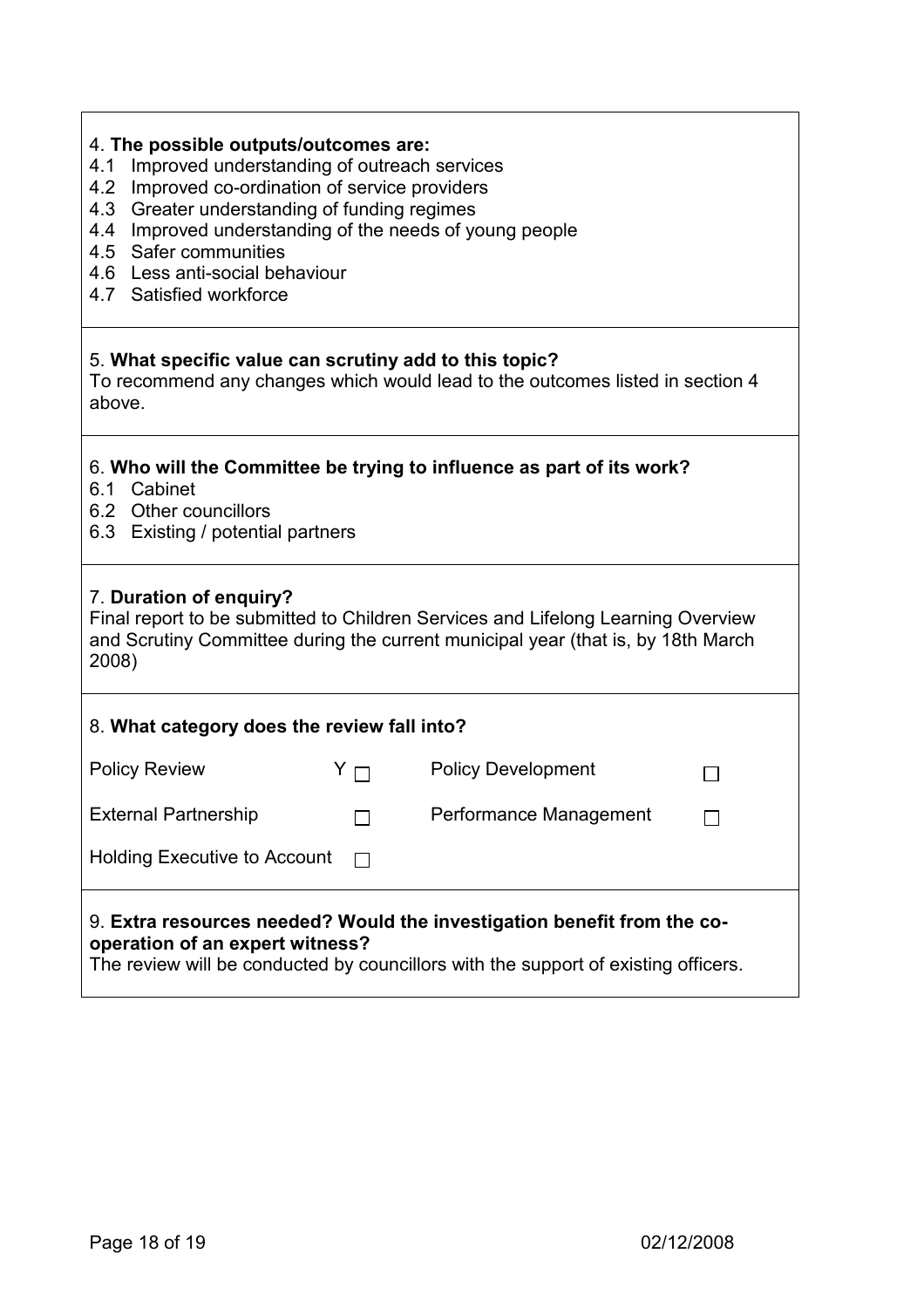4. **The possible outputs/outcomes are:**

4.1 Improved understanding of outreach services
4.2 Improved co-ordination of service providers
4.3 Greater understanding of funding regimes
4.4 Improved understanding of the needs of young people
4.5 Safer communities
4.6 Less anti-social behaviour
4.7 Satisfied workforce

5. **What specific value can scrutiny add to this topic?**

To recommend any changes which would lead to the outcomes listed in section 4 above.

6. **Who will the Committee be trying to influence as part of its work?**

6.1 Cabinet
6.2 Other councillors
6.3 Existing / potential partners

7. **Duration of enquiry?**

Final report to be submitted to Children Services and Lifelong Learning Overview and Scrutiny Committee during the current municipal year (that is, by 18th March 2008)

8. **What category does the review fall into?**

| | | | |
|---|---|---|---|
| Policy Review | Y ☐ | Policy Development | ☐ |
| External Partnership | ☐ | Performance Management | ☐ |
| Holding Executive to Account | ☐ | | |

9. **Extra resources needed? Would the investigation benefit from the co-operation of an expert witness?**

The review will be conducted by councillors with the support of existing officers.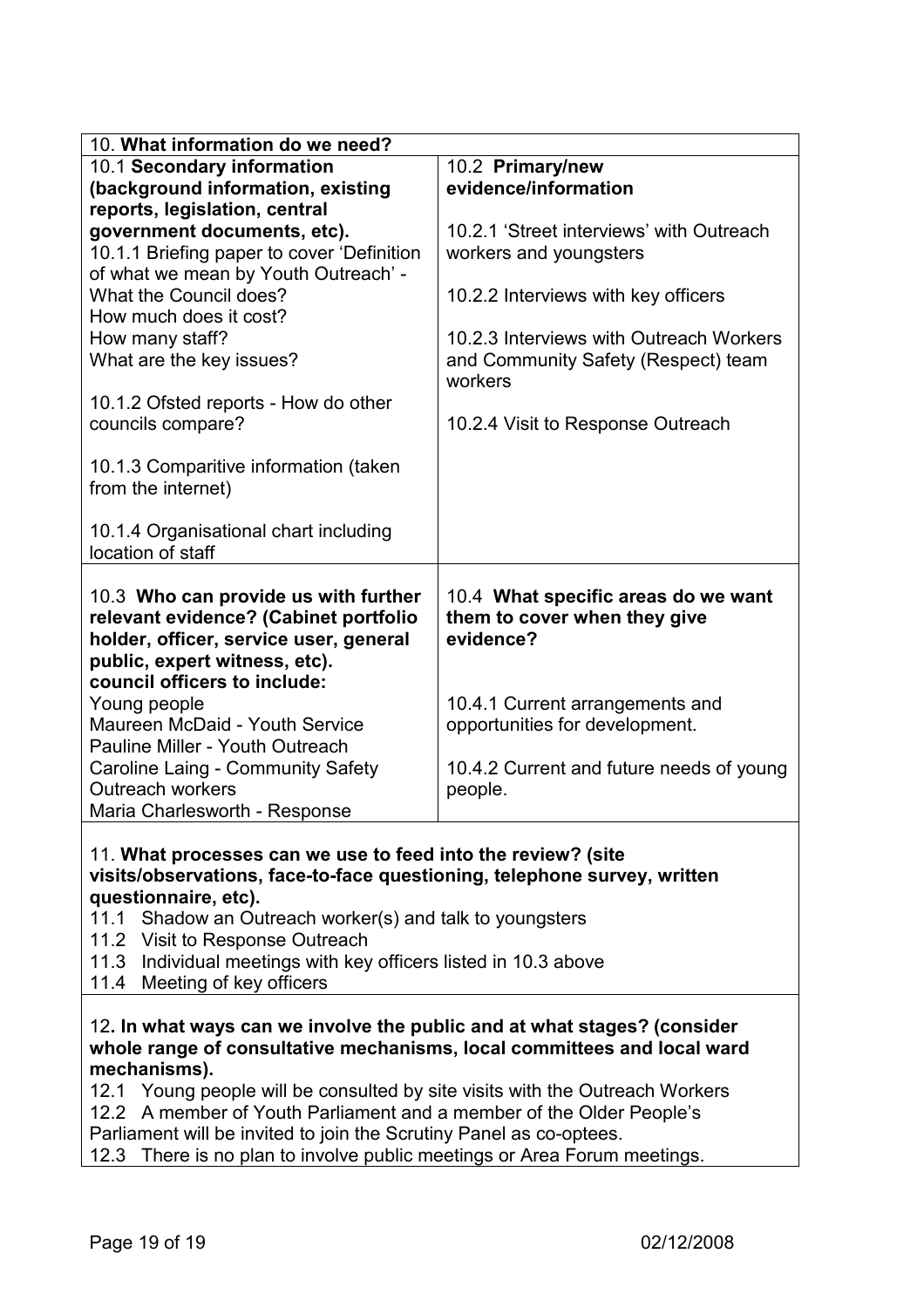| 10. **What information do we need?** | |
|---|---|
| 10.1 **Secondary information (background information, existing reports, legislation, central government documents, etc).**<br>10.1.1 Briefing paper to cover 'Definition of what we mean by Youth Outreach' -<br>What the Council does?<br>How much does it cost?<br>How many staff?<br>What are the key issues?<br><br>10.1.2 Ofsted reports - How do other councils compare?<br><br>10.1.3 Comparitive information (taken from the internet)<br><br>10.1.4 Organisational chart including location of staff | 10.2 **Primary/new evidence/information**<br><br>10.2.1 'Street interviews' with Outreach workers and youngsters<br><br>10.2.2 Interviews with key officers<br><br>10.2.3 Interviews with Outreach Workers and Community Safety (Respect) team workers<br><br>10.2.4 Visit to Response Outreach |
| 10.3 **Who can provide us with further relevant evidence? (Cabinet portfolio holder, officer, service user, general public, expert witness, etc).**<br>**council officers to include:**<br>Young people<br>Maureen McDaid - Youth Service<br>Pauline Miller - Youth Outreach<br>Caroline Laing - Community Safety<br>Outreach workers<br>Maria Charlesworth - Response | 10.4 **What specific areas do we want them to cover when they give evidence?**<br><br>10.4.1 Current arrangements and opportunities for development.<br><br>10.4.2 Current and future needs of young people. |
| 11. **What processes can we use to feed into the review? (site visits/observations, face-to-face questioning, telephone survey, written questionnaire, etc).**<br>11.1 Shadow an Outreach worker(s) and talk to youngsters<br>11.2 Visit to Response Outreach<br>11.3 Individual meetings with key officers listed in 10.3 above<br>11.4 Meeting of key officers | |
| 12**. In what ways can we involve the public and at what stages? (consider whole range of consultative mechanisms, local committees and local ward mechanisms).**<br>12.1 Young people will be consulted by site visits with the Outreach Workers<br>12.2 A member of Youth Parliament and a member of the Older People's Parliament will be invited to join the Scrutiny Panel as co-optees.<br>12.3 There is no plan to involve public meetings or Area Forum meetings. | |